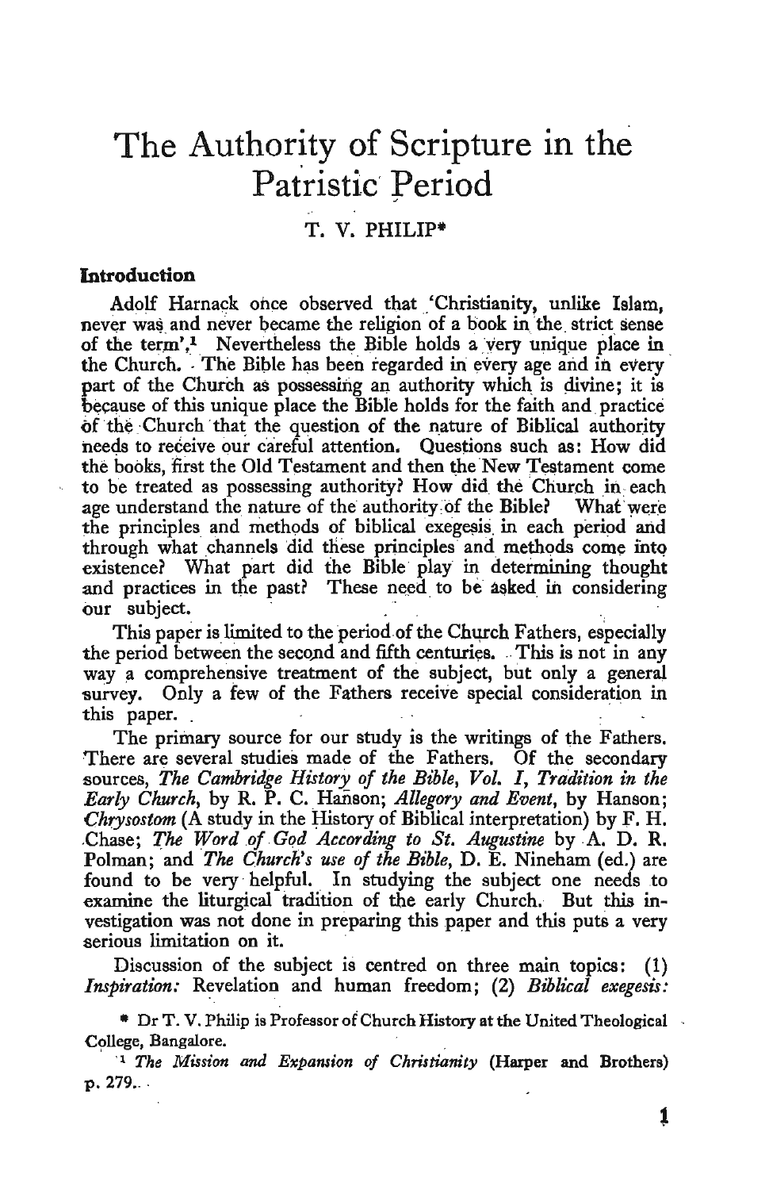# The Authority of Scripture in the Patristic Period

T. V. PHILIP*

## Introduction

Adolf Harnack once observed that 'Christianity, unlike Islam, never was and never became the religion of a book in the strict sense of the term'.[1] Nevertheless the Bible holds a very unique place in the Church. The Bible has been regarded in every age and in every part of the Church as possessing an authority which is divine; it is because of this unique place the Bible holds for the faith and practice of the Church that the question of the nature of Biblical authority needs to receive our careful attention. Questions such as: How did the books, first the Old Testament and then the New Testament come to be treated as possessing authority? How did the Church in each age understand the nature of the authority of the Bible? What were the principles and methods of biblical exegesis in each period and through what channels did these principles and methods come into existence? What part did the Bible play in determining thought and practices in the past? These need to be asked in considering our subject.

This paper is limited to the period of the Church Fathers, especially the period between the second and fifth centuries. This is not in any way a comprehensive treatment of the subject, but only a general survey. Only a few of the Fathers receive special consideration in this paper.

The primary source for our study is the writings of the Fathers. There are several studies made of the Fathers. Of the secondary sources, *The Cambridge History of the Bible, Vol. I*, *Tradition in the Early Church*, by R. P. C. Hanson; *Allegory and Event*, by Hanson; *Chrysostom* (A study in the History of Biblical interpretation) by F. H. Chase; *The Word of God According to St. Augustine* by A. D. R. Polman; and *The Church's use of the Bible*, D. E. Nineham (ed.) are found to be very helpful. In studying the subject one needs to examine the liturgical tradition of the early Church. But this investigation was not done in preparing this paper and this puts a very serious limitation on it.

Discussion of the subject is centred on three main topics: (1) *Inspiration:* Revelation and human freedom; (2) *Biblical exegesis:*

* Dr T. V. Philip is Professor of Church History at the United Theological College, Bangalore.

[1] *The Mission and Expansion of Christianity* (Harper and Brothers) p. 279.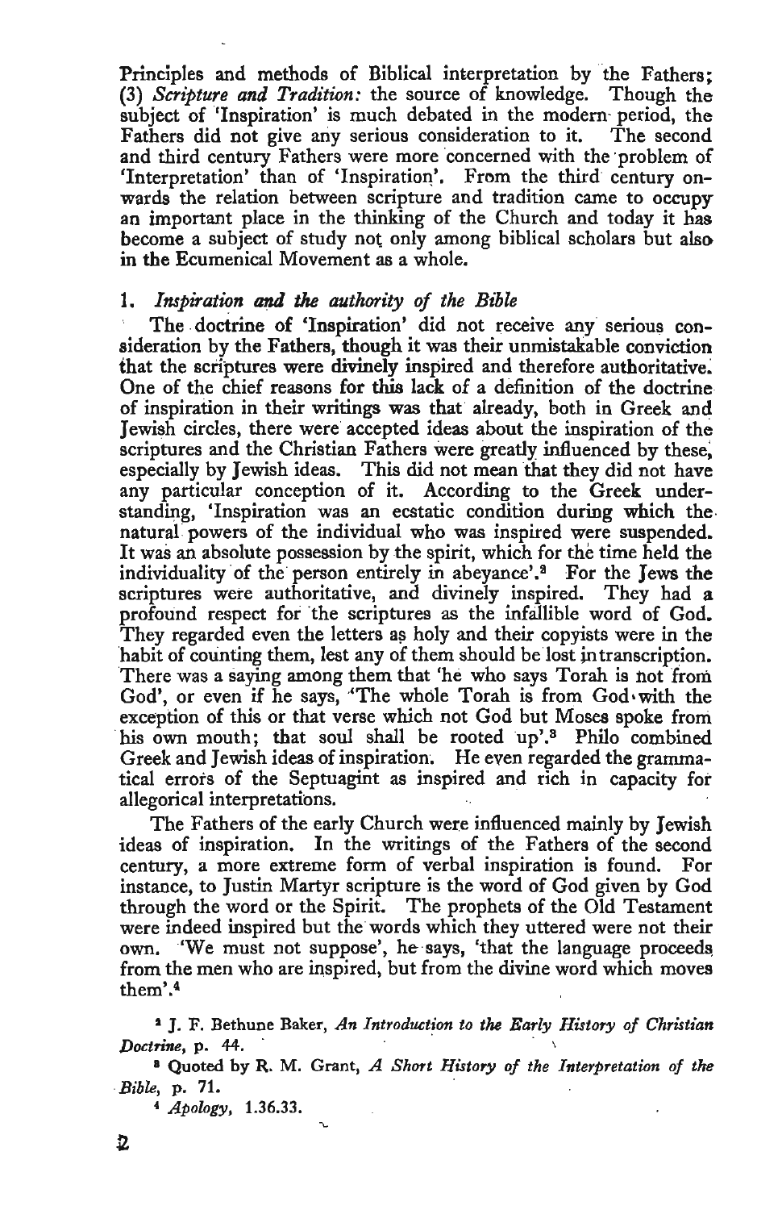Principles and methods of Biblical interpretation by the Fathers; (3) *Scripture and Tradition:* the source of knowledge. Though the subject of 'Inspiration' is much debated in the modern period, the Fathers did not give any serious consideration to it. The second and third century Fathers were more concerned with the problem of 'Interpretation' than of 'Inspiration'. From the third century onwards the relation between scripture and tradition came to occupy an important place in the thinking of the Church and today it has become a subject of study not only among biblical scholars but also in the Ecumenical Movement as a whole.

## 1. *Inspiration and the authority of the Bible*

The doctrine of 'Inspiration' did not receive any serious consideration by the Fathers, though it was their unmistakable conviction that the scriptures were divinely inspired and therefore authoritative. One of the chief reasons for this lack of a definition of the doctrine of inspiration in their writings was that already, both in Greek and Jewish circles, there were accepted ideas about the inspiration of the scriptures and the Christian Fathers were greatly influenced by these, especially by Jewish ideas. This did not mean that they did not have any particular conception of it. According to the Greek understanding, 'Inspiration was an ecstatic condition during which the natural powers of the individual who was inspired were suspended. It was an absolute possession by the spirit, which for the time held the individuality of the person entirely in abeyance'.[2] For the Jews the scriptures were authoritative, and divinely inspired. They had a profound respect for the scriptures as the infallible word of God. They regarded even the letters as holy and their copyists were in the habit of counting them, lest any of them should be lost in transcription. There was a saying among them that 'he who says Torah is not from God', or even if he says, 'The whole Torah is from God with the exception of this or that verse which not God but Moses spoke from his own mouth; that soul shall be rooted up'.[3] Philo combined Greek and Jewish ideas of inspiration. He even regarded the grammatical errors of the Septuagint as inspired and rich in capacity for allegorical interpretations.

The Fathers of the early Church were influenced mainly by Jewish ideas of inspiration. In the writings of the Fathers of the second century, a more extreme form of verbal inspiration is found. For instance, to Justin Martyr scripture is the word of God given by God through the word or the Spirit. The prophets of the Old Testament were indeed inspired but the words which they uttered were not their own. 'We must not suppose', he says, 'that the language proceeds from the men who are inspired, but from the divine word which moves them'.[4]

[2] J. F. Bethune Baker, *An Introduction to the Early History of Christian Doctrine*, p. 44.

[3] Quoted by R. M. Grant, *A Short History of the Interpretation of the Bible*, p. 71.

[4] *Apology*, 1.36.33.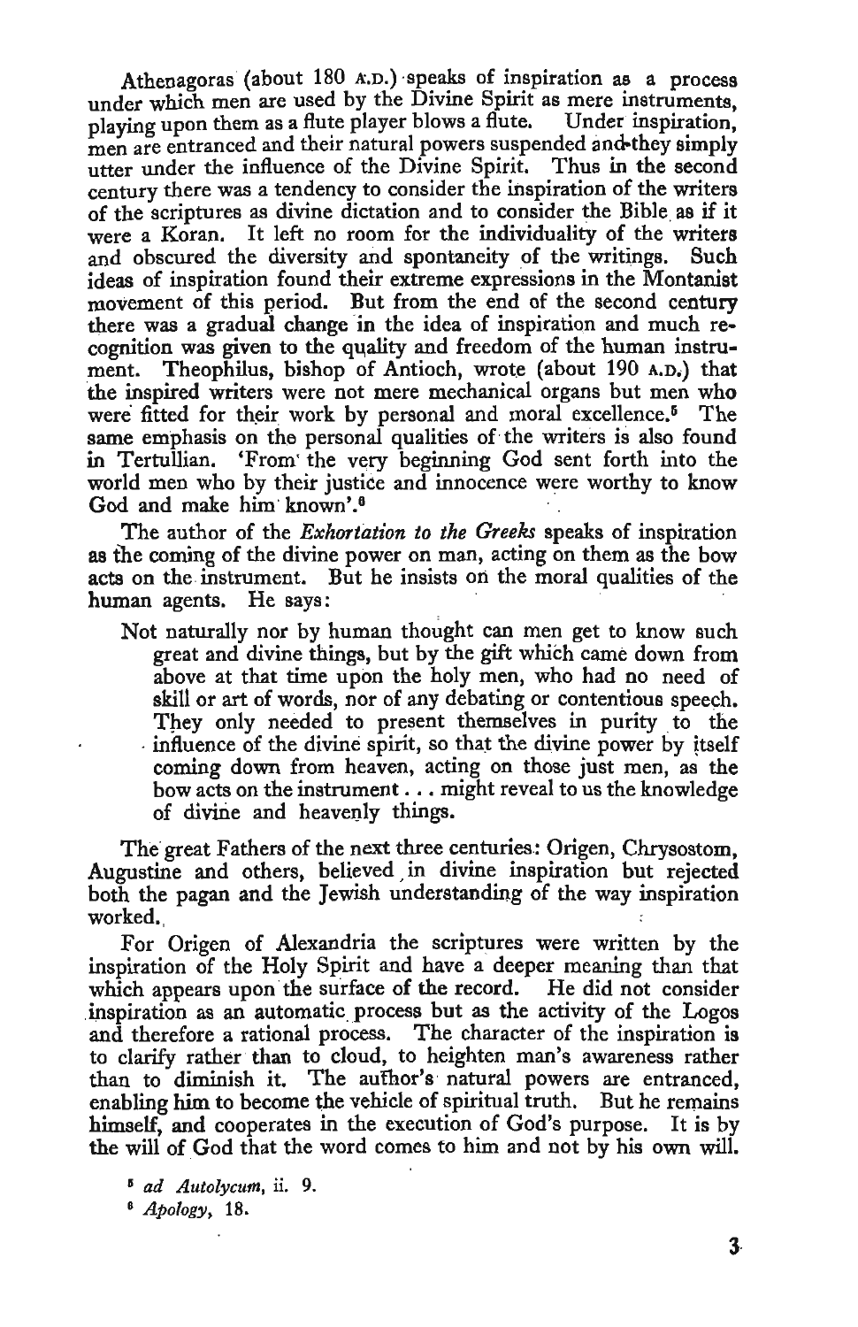Athenagoras (about 180 A.D.) speaks of inspiration as a process under which men are used by the Divine Spirit as mere instruments, playing upon them as a flute player blows a flute. Under inspiration, men are entranced and their natural powers suspended and they simply utter under the influence of the Divine Spirit. Thus in the second century there was a tendency to consider the inspiration of the writers of the scriptures as divine dictation and to consider the Bible as if it were a Koran. It left no room for the individuality of the writers and obscured the diversity and spontaneity of the writings. Such ideas of inspiration found their extreme expressions in the Montanist movement of this period. But from the end of the second century there was a gradual change in the idea of inspiration and much recognition was given to the quality and freedom of the human instrument. Theophilus, bishop of Antioch, wrote (about 190 A.D.) that the inspired writers were not mere mechanical organs but men who were fitted for their work by personal and moral excellence.[5] The same emphasis on the personal qualities of the writers is also found in Tertullian. 'From the very beginning God sent forth into the world men who by their justice and innocence were worthy to know God and make him known'.[6]

The author of the *Exhortation to the Greeks* speaks of inspiration as the coming of the divine power on man, acting on them as the bow acts on the instrument. But he insists on the moral qualities of the human agents. He says:

> Not naturally nor by human thought can men get to know such great and divine things, but by the gift which came down from above at that time upon the holy men, who had no need of skill or art of words, nor of any debating or contentious speech. They only needed to present themselves in purity to the influence of the divine spirit, so that the divine power by itself coming down from heaven, acting on those just men, as the bow acts on the instrument . . . might reveal to us the knowledge of divine and heavenly things.

The great Fathers of the next three centuries: Origen, Chrysostom, Augustine and others, believed in divine inspiration but rejected both the pagan and the Jewish understanding of the way inspiration worked.

For Origen of Alexandria the scriptures were written by the inspiration of the Holy Spirit and have a deeper meaning than that which appears upon the surface of the record. He did not consider inspiration as an automatic process but as the activity of the Logos and therefore a rational process. The character of the inspiration is to clarify rather than to cloud, to heighten man's awareness rather than to diminish it. The author's natural powers are entranced, enabling him to become the vehicle of spiritual truth. But he remains himself, and cooperates in the execution of God's purpose. It is by the will of God that the word comes to him and not by his own will.

[5] *ad Autolycum*, ii. 9.

[6] *Apology*, 18.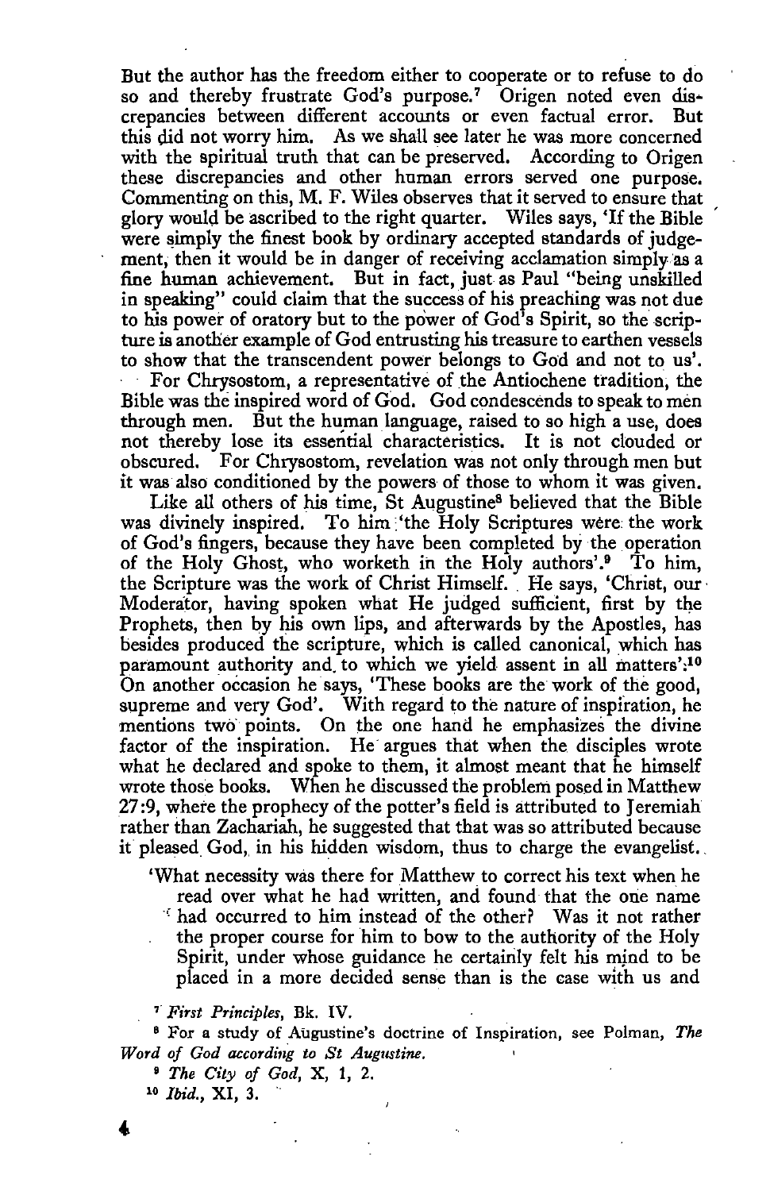But the author has the freedom either to cooperate or to refuse to do so and thereby frustrate God's purpose.[7] Origen noted even discrepancies between different accounts or even factual error. But this did not worry him. As we shall see later he was more concerned with the spiritual truth that can be preserved. According to Origen these discrepancies and other human errors served one purpose. Commenting on this, M. F. Wiles observes that it served to ensure that glory would be ascribed to the right quarter. Wiles says, 'If the Bible were simply the finest book by ordinary accepted standards of judgement, then it would be in danger of receiving acclamation simply as a fine human achievement. But in fact, just as Paul "being unskilled in speaking" could claim that the success of his preaching was not due to his power of oratory but to the power of God's Spirit, so the scripture is another example of God entrusting his treasure to earthen vessels to show that the transcendent power belongs to God and not to us'.

For Chrysostom, a representative of the Antiochene tradition, the Bible was the inspired word of God. God condescends to speak to men through men. But the human language, raised to so high a use, does not thereby lose its essential characteristics. It is not clouded or obscured. For Chrysostom, revelation was not only through men but it was also conditioned by the powers of those to whom it was given.

Like all others of his time, St Augustine[8] believed that the Bible was divinely inspired. To him 'the Holy Scriptures were the work of God's fingers, because they have been completed by the operation of the Holy Ghost, who worketh in the Holy authors'.[9] To him, the Scripture was the work of Christ Himself. He says, 'Christ, our Moderator, having spoken what He judged sufficient, first by the Prophets, then by his own lips, and afterwards by the Apostles, has besides produced the scripture, which is called canonical, which has paramount authority and to which we yield assent in all matters'.[10] On another occasion he says, 'These books are the work of the good, supreme and very God'. With regard to the nature of inspiration, he mentions two points. On the one hand he emphasizes the divine factor of the inspiration. He argues that when the disciples wrote what he declared and spoke to them, it almost meant that he himself wrote those books. When he discussed the problem posed in Matthew 27:9, where the prophecy of the potter's field is attributed to Jeremiah rather than Zachariah, he suggested that that was so attributed because it pleased God, in his hidden wisdom, thus to charge the evangelist.

> 'What necessity was there for Matthew to correct his text when he read over what he had written, and found that the one name had occurred to him instead of the other? Was it not rather the proper course for him to bow to the authority of the Holy Spirit, under whose guidance he certainly felt his mind to be placed in a more decided sense than is the case with us and

[7] *First Principles*, Bk. IV.

[8] For a study of Augustine's doctrine of Inspiration, see Polman, *The Word of God according to St Augustine.*

[9] *The City of God*, X, 1, 2.

[10] *Ibid.*, XI, 3.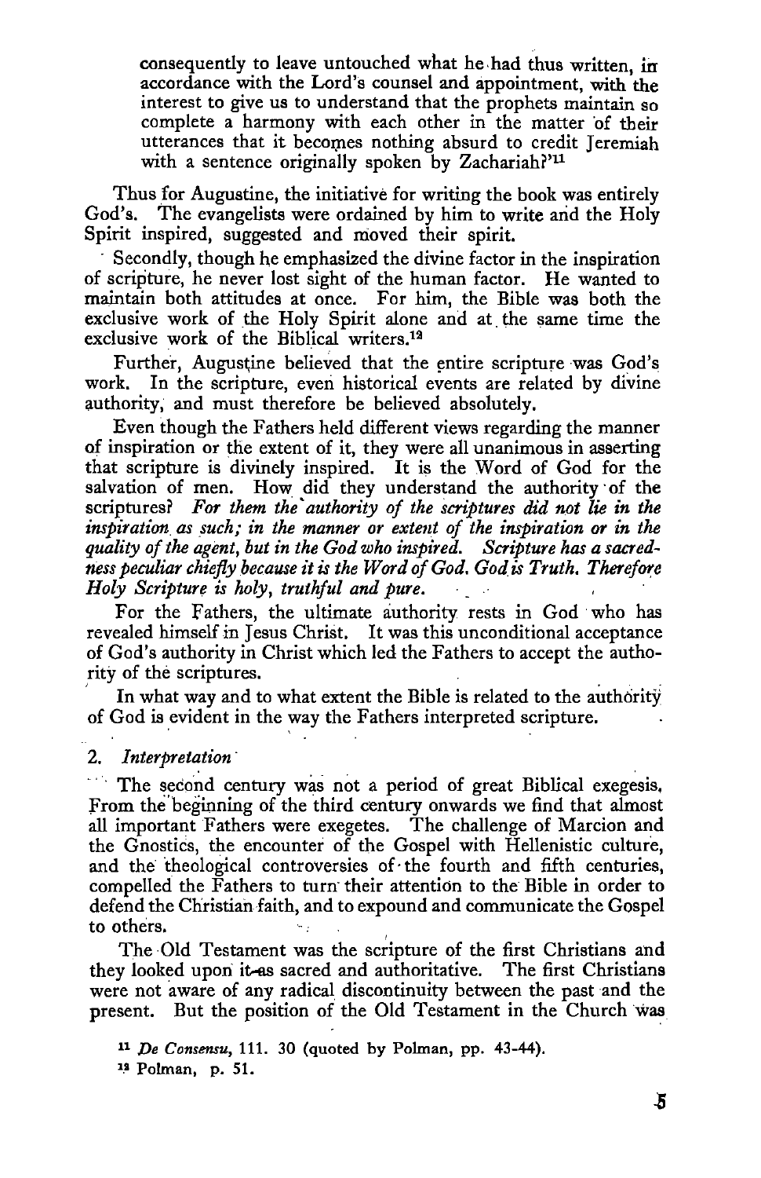consequently to leave untouched what he had thus written, in accordance with the Lord's counsel and appointment, with the interest to give us to understand that the prophets maintain so complete a harmony with each other in the matter of their utterances that it becomes nothing absurd to credit Jeremiah with a sentence originally spoken by Zachariah?'[11]

Thus for Augustine, the initiative for writing the book was entirely God's. The evangelists were ordained by him to write and the Holy Spirit inspired, suggested and moved their spirit.

Secondly, though he emphasized the divine factor in the inspiration of scripture, he never lost sight of the human factor. He wanted to maintain both attitudes at once. For him, the Bible was both the exclusive work of the Holy Spirit alone and at the same time the exclusive work of the Biblical writers.[12]

Further, Augustine believed that the entire scripture was God's work. In the scripture, even historical events are related by divine authority, and must therefore be believed absolutely.

Even though the Fathers held different views regarding the manner of inspiration or the extent of it, they were all unanimous in asserting that scripture is divinely inspired. It is the Word of God for the salvation of men. How did they understand the authority of the scriptures? *For them the authority of the scriptures did not lie in the inspiration as such; in the manner or extent of the inspiration or in the quality of the agent, but in the God who inspired. Scripture has a sacredness peculiar chiefly because it is the Word of God. God is Truth. Therefore Holy Scripture is holy, truthful and pure.*

For the Fathers, the ultimate authority rests in God who has revealed himself in Jesus Christ. It was this unconditional acceptance of God's authority in Christ which led the Fathers to accept the authority of the scriptures.

In what way and to what extent the Bible is related to the authority of God is evident in the way the Fathers interpreted scripture.

### 2. *Interpretation*

The second century was not a period of great Biblical exegesis. From the beginning of the third century onwards we find that almost all important Fathers were exegetes. The challenge of Marcion and the Gnostics, the encounter of the Gospel with Hellenistic culture, and the theological controversies of the fourth and fifth centuries, compelled the Fathers to turn their attention to the Bible in order to defend the Christian faith, and to expound and communicate the Gospel to others.

The Old Testament was the scripture of the first Christians and they looked upon it as sacred and authoritative. The first Christians were not aware of any radical discontinuity between the past and the present. But the position of the Old Testament in the Church was

[11] *De Consensu*, 111. 30 (quoted by Polman, pp. 43-44).

[12] Polman, p. 51.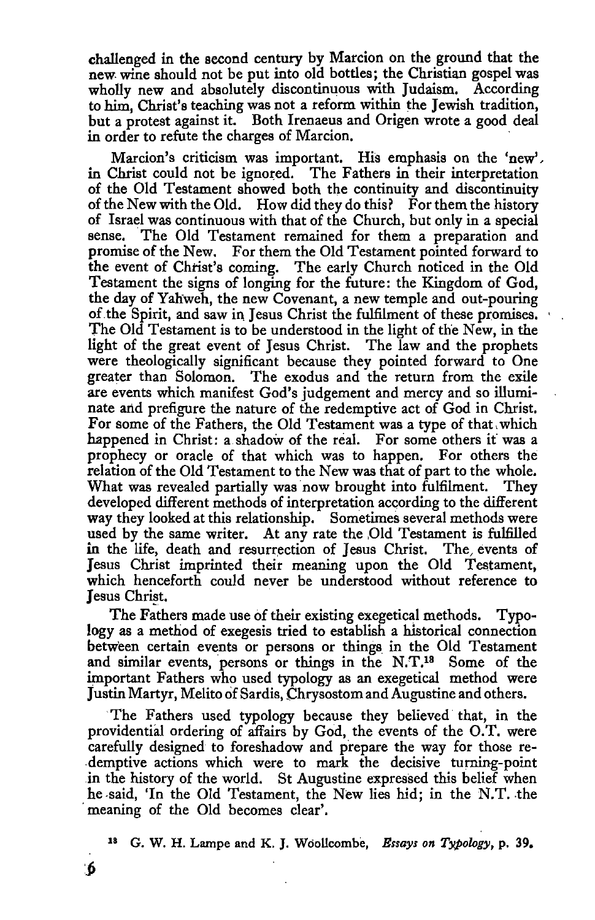challenged in the second century by Marcion on the ground that the new wine should not be put into old bottles; the Christian gospel was wholly new and absolutely discontinuous with Judaism. According to him, Christ's teaching was not a reform within the Jewish tradition, but a protest against it. Both Irenaeus and Origen wrote a good deal in order to refute the charges of Marcion.

Marcion's criticism was important. His emphasis on the 'new' in Christ could not be ignored. The Fathers in their interpretation of the Old Testament showed both the continuity and discontinuity of the New with the Old. How did they do this? For them the history of Israel was continuous with that of the Church, but only in a special sense. The Old Testament remained for them a preparation and promise of the New. For them the Old Testament pointed forward to the event of Christ's coming. The early Church noticed in the Old Testament the signs of longing for the future: the Kingdom of God, the day of Yahweh, the new Covenant, a new temple and out-pouring of the Spirit, and saw in Jesus Christ the fulfilment of these promises. The Old Testament is to be understood in the light of the New, in the light of the great event of Jesus Christ. The law and the prophets were theologically significant because they pointed forward to One greater than Solomon. The exodus and the return from the exile are events which manifest God's judgement and mercy and so illuminate and prefigure the nature of the redemptive act of God in Christ. For some of the Fathers, the Old Testament was a type of that which happened in Christ: a shadow of the real. For some others it was a prophecy or oracle of that which was to happen. For others the relation of the Old Testament to the New was that of part to the whole. What was revealed partially was now brought into fulfilment. They developed different methods of interpretation according to the different way they looked at this relationship. Sometimes several methods were used by the same writer. At any rate the Old Testament is fulfilled in the life, death and resurrection of Jesus Christ. The events of Jesus Christ imprinted their meaning upon the Old Testament, which henceforth could never be understood without reference to Jesus Christ.

The Fathers made use of their existing exegetical methods. Typology as a method of exegesis tried to establish a historical connection between certain events or persons or things in the Old Testament and similar events, persons or things in the N.T.[18] Some of the important Fathers who used typology as an exegetical method were Justin Martyr, Melito of Sardis, Chrysostom and Augustine and others.

The Fathers used typology because they believed that, in the providential ordering of affairs by God, the events of the O.T. were carefully designed to foreshadow and prepare the way for those redemptive actions which were to mark the decisive turning-point in the history of the world. St Augustine expressed this belief when he said, 'In the Old Testament, the New lies hid; in the N.T. the meaning of the Old becomes clear'.

[18] G. W. H. Lampe and K. J. Woollcombe, *Essays on Typology*, p. 39.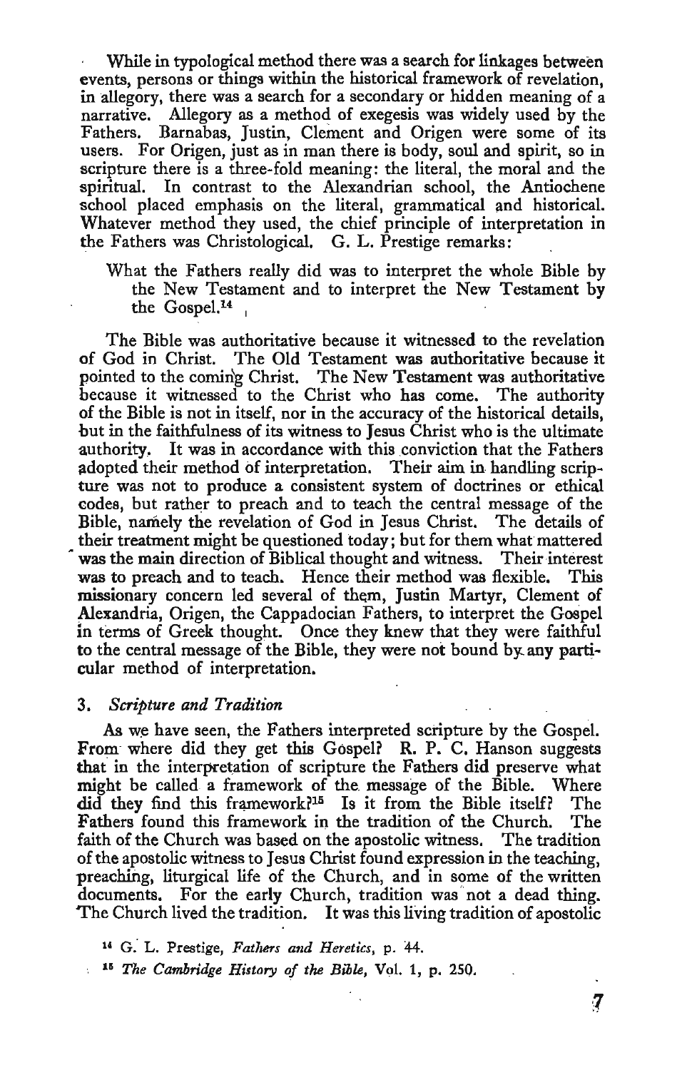While in typological method there was a search for linkages between events, persons or things within the historical framework of revelation, in allegory, there was a search for a secondary or hidden meaning of a narrative. Allegory as a method of exegesis was widely used by the Fathers. Barnabas, Justin, Clement and Origen were some of its users. For Origen, just as in man there is body, soul and spirit, so in scripture there is a three-fold meaning: the literal, the moral and the spiritual. In contrast to the Alexandrian school, the Antiochene school placed emphasis on the literal, grammatical and historical. Whatever method they used, the chief principle of interpretation in the Fathers was Christological. G. L. Prestige remarks:

> What the Fathers really did was to interpret the whole Bible by the New Testament and to interpret the New Testament by the Gospel.[14]

The Bible was authoritative because it witnessed to the revelation of God in Christ. The Old Testament was authoritative because it pointed to the coming Christ. The New Testament was authoritative because it witnessed to the Christ who has come. The authority of the Bible is not in itself, nor in the accuracy of the historical details, but in the faithfulness of its witness to Jesus Christ who is the ultimate authority. It was in accordance with this conviction that the Fathers adopted their method of interpretation. Their aim in handling scripture was not to produce a consistent system of doctrines or ethical codes, but rather to preach and to teach the central message of the Bible, namely the revelation of God in Jesus Christ. The details of their treatment might be questioned today; but for them what mattered was the main direction of Biblical thought and witness. Their interest was to preach and to teach. Hence their method was flexible. This missionary concern led several of them, Justin Martyr, Clement of Alexandria, Origen, the Cappadocian Fathers, to interpret the Gospel in terms of Greek thought. Once they knew that they were faithful to the central message of the Bible, they were not bound by any particular method of interpretation.

### 3. *Scripture and Tradition*

As we have seen, the Fathers interpreted scripture by the Gospel. From where did they get this Gospel? R. P. C. Hanson suggests that in the interpretation of scripture the Fathers did preserve what might be called a framework of the message of the Bible. Where did they find this framework?[15] Is it from the Bible itself? The Fathers found this framework in the tradition of the Church. The faith of the Church was based on the apostolic witness. The tradition of the apostolic witness to Jesus Christ found expression in the teaching, preaching, liturgical life of the Church, and in some of the written documents. For the early Church, tradition was not a dead thing. The Church lived the tradition. It was this living tradition of apostolic

[14] G. L. Prestige, *Fathers and Heretics*, p. 44.

[15] *The Cambridge History of the Bible*, Vol. 1, p. 250.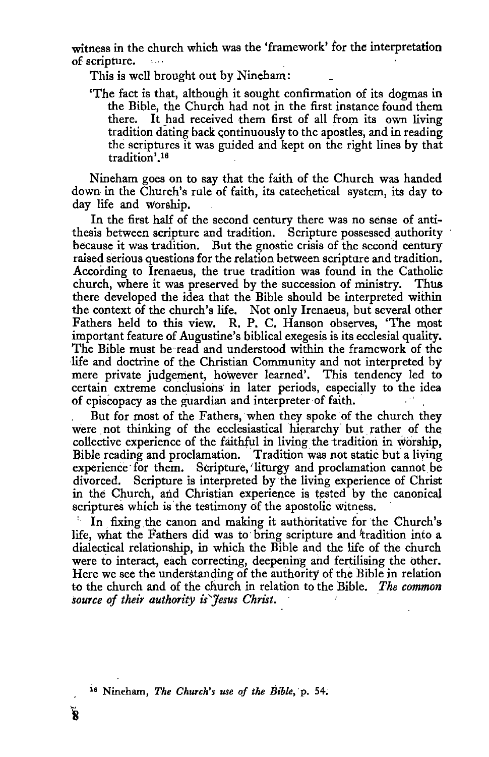witness in the church which was the 'framework' for the interpretation of scripture.

This is well brought out by Nineham:

> 'The fact is that, although it sought confirmation of its dogmas in the Bible, the Church had not in the first instance found them there. It had received them first of all from its own living tradition dating back continuously to the apostles, and in reading the scriptures it was guided and kept on the right lines by that tradition'.[16]

Nineham goes on to say that the faith of the Church was handed down in the Church's rule of faith, its catechetical system, its day to day life and worship.

In the first half of the second century there was no sense of antithesis between scripture and tradition. Scripture possessed authority because it was tradition. But the gnostic crisis of the second century raised serious questions for the relation between scripture and tradition. According to Irenaeus, the true tradition was found in the Catholic church, where it was preserved by the succession of ministry. Thus there developed the idea that the Bible should be interpreted within the context of the church's life. Not only Irenaeus, but several other Fathers held to this view. R. P. C. Hanson observes, 'The most important feature of Augustine's biblical exegesis is its ecclesial quality. The Bible must be read and understood within the framework of the life and doctrine of the Christian Community and not interpreted by mere private judgement, however learned'. This tendency led to certain extreme conclusions in later periods, especially to the idea of episcopacy as the guardian and interpreter of faith.

But for most of the Fathers, when they spoke of the church they were not thinking of the ecclesiastical hierarchy but rather of the collective experience of the faithful in living the tradition in worship, Bible reading and proclamation. Tradition was not static but a living experience for them. Scripture, liturgy and proclamation cannot be divorced. Scripture is interpreted by the living experience of Christ in the Church, and Christian experience is tested by the canonical scriptures which is the testimony of the apostolic witness.

In fixing the canon and making it authoritative for the Church's life, what the Fathers did was to bring scripture and tradition into a dialectical relationship, in which the Bible and the life of the church were to interact, each correcting, deepening and fertilising the other. Here we see the understanding of the authority of the Bible in relation to the church and of the church in relation to the Bible. *The common source of their authority is Jesus Christ.*

[16] Nineham, *The Church's use of the Bible*, p. 54.